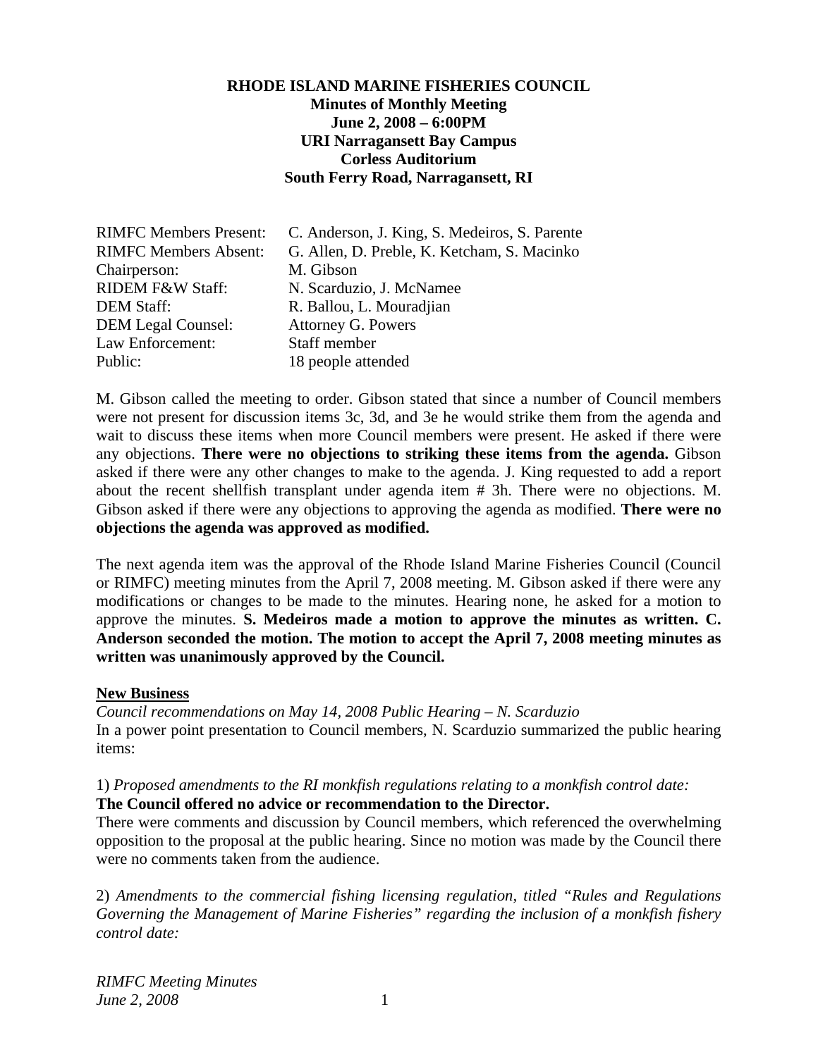**RHODE ISLAND MARINE FISHERIES COUNCIL**
**Minutes of Monthly Meeting**
**June 2, 2008 – 6:00PM**
**URI Narragansett Bay Campus**
**Corless Auditorium**
**South Ferry Road, Narragansett, RI**

| | |
|---|---|
| RIMFC Members Present: | C. Anderson, J. King, S. Medeiros, S. Parente |
| RIMFC Members Absent: | G. Allen, D. Preble, K. Ketcham, S. Macinko |
| Chairperson: | M. Gibson |
| RIDEM F&W Staff: | N. Scarduzio, J. McNamee |
| DEM Staff: | R. Ballou, L. Mouradjian |
| DEM Legal Counsel: | Attorney G. Powers |
| Law Enforcement: | Staff member |
| Public: | 18 people attended |

M. Gibson called the meeting to order. Gibson stated that since a number of Council members were not present for discussion items 3c, 3d, and 3e he would strike them from the agenda and wait to discuss these items when more Council members were present. He asked if there were any objections. **There were no objections to striking these items from the agenda.** Gibson asked if there were any other changes to make to the agenda. J. King requested to add a report about the recent shellfish transplant under agenda item # 3h. There were no objections. M. Gibson asked if there were any objections to approving the agenda as modified. **There were no objections the agenda was approved as modified.**

The next agenda item was the approval of the Rhode Island Marine Fisheries Council (Council or RIMFC) meeting minutes from the April 7, 2008 meeting. M. Gibson asked if there were any modifications or changes to be made to the minutes. Hearing none, he asked for a motion to approve the minutes. **S. Medeiros made a motion to approve the minutes as written. C. Anderson seconded the motion. The motion to accept the April 7, 2008 meeting minutes as written was unanimously approved by the Council.**

## New Business

*Council recommendations on May 14, 2008 Public Hearing – N. Scarduzio*
In a power point presentation to Council members, N. Scarduzio summarized the public hearing items:

1) *Proposed amendments to the RI monkfish regulations relating to a monkfish control date:*
**The Council offered no advice or recommendation to the Director.**
There were comments and discussion by Council members, which referenced the overwhelming opposition to the proposal at the public hearing. Since no motion was made by the Council there were no comments taken from the audience.

2) *Amendments to the commercial fishing licensing regulation, titled "Rules and Regulations Governing the Management of Marine Fisheries" regarding the inclusion of a monkfish fishery control date:*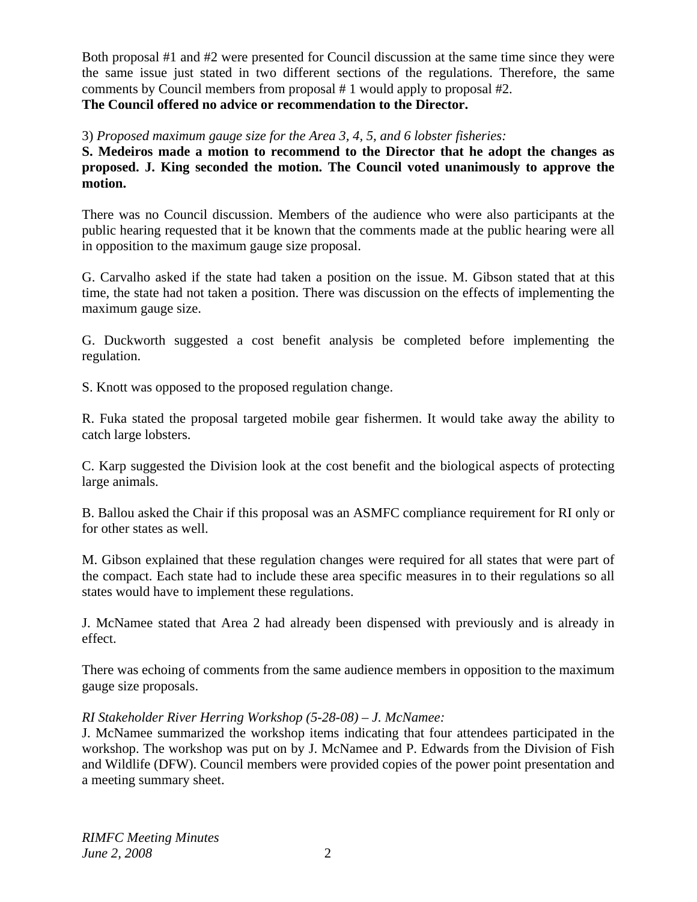Both proposal #1 and #2 were presented for Council discussion at the same time since they were the same issue just stated in two different sections of the regulations. Therefore, the same comments by Council members from proposal # 1 would apply to proposal #2.

**The Council offered no advice or recommendation to the Director.**

3) *Proposed maximum gauge size for the Area 3, 4, 5, and 6 lobster fisheries:*

**S. Medeiros made a motion to recommend to the Director that he adopt the changes as proposed. J. King seconded the motion. The Council voted unanimously to approve the motion.**

There was no Council discussion. Members of the audience who were also participants at the public hearing requested that it be known that the comments made at the public hearing were all in opposition to the maximum gauge size proposal.

G. Carvalho asked if the state had taken a position on the issue. M. Gibson stated that at this time, the state had not taken a position. There was discussion on the effects of implementing the maximum gauge size.

G. Duckworth suggested a cost benefit analysis be completed before implementing the regulation.

S. Knott was opposed to the proposed regulation change.

R. Fuka stated the proposal targeted mobile gear fishermen. It would take away the ability to catch large lobsters.

C. Karp suggested the Division look at the cost benefit and the biological aspects of protecting large animals.

B. Ballou asked the Chair if this proposal was an ASMFC compliance requirement for RI only or for other states as well.

M. Gibson explained that these regulation changes were required for all states that were part of the compact. Each state had to include these area specific measures in to their regulations so all states would have to implement these regulations.

J. McNamee stated that Area 2 had already been dispensed with previously and is already in effect.

There was echoing of comments from the same audience members in opposition to the maximum gauge size proposals.

*RI Stakeholder River Herring Workshop (5-28-08) – J. McNamee:*

J. McNamee summarized the workshop items indicating that four attendees participated in the workshop. The workshop was put on by J. McNamee and P. Edwards from the Division of Fish and Wildlife (DFW). Council members were provided copies of the power point presentation and a meeting summary sheet.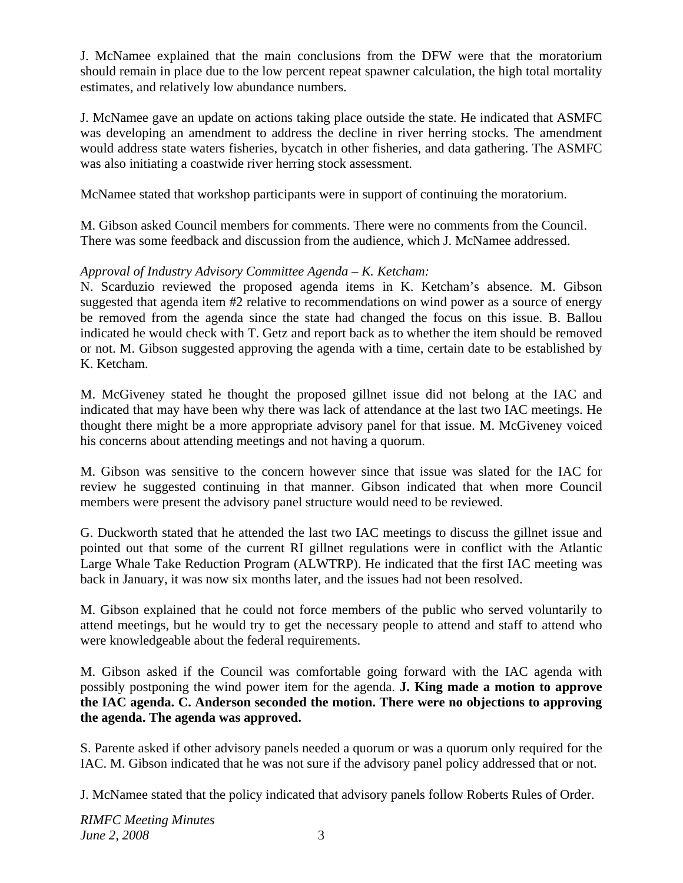J. McNamee explained that the main conclusions from the DFW were that the moratorium should remain in place due to the low percent repeat spawner calculation, the high total mortality estimates, and relatively low abundance numbers.

J. McNamee gave an update on actions taking place outside the state. He indicated that ASMFC was developing an amendment to address the decline in river herring stocks. The amendment would address state waters fisheries, bycatch in other fisheries, and data gathering. The ASMFC was also initiating a coastwide river herring stock assessment.

McNamee stated that workshop participants were in support of continuing the moratorium.

M. Gibson asked Council members for comments. There were no comments from the Council. There was some feedback and discussion from the audience, which J. McNamee addressed.

*Approval of Industry Advisory Committee Agenda – K. Ketcham:*
N. Scarduzio reviewed the proposed agenda items in K. Ketcham's absence. M. Gibson suggested that agenda item #2 relative to recommendations on wind power as a source of energy be removed from the agenda since the state had changed the focus on this issue. B. Ballou indicated he would check with T. Getz and report back as to whether the item should be removed or not. M. Gibson suggested approving the agenda with a time, certain date to be established by K. Ketcham.

M. McGiveney stated he thought the proposed gillnet issue did not belong at the IAC and indicated that may have been why there was lack of attendance at the last two IAC meetings. He thought there might be a more appropriate advisory panel for that issue. M. McGiveney voiced his concerns about attending meetings and not having a quorum.

M. Gibson was sensitive to the concern however since that issue was slated for the IAC for review he suggested continuing in that manner. Gibson indicated that when more Council members were present the advisory panel structure would need to be reviewed.

G. Duckworth stated that he attended the last two IAC meetings to discuss the gillnet issue and pointed out that some of the current RI gillnet regulations were in conflict with the Atlantic Large Whale Take Reduction Program (ALWTRP). He indicated that the first IAC meeting was back in January, it was now six months later, and the issues had not been resolved.

M. Gibson explained that he could not force members of the public who served voluntarily to attend meetings, but he would try to get the necessary people to attend and staff to attend who were knowledgeable about the federal requirements.

M. Gibson asked if the Council was comfortable going forward with the IAC agenda with possibly postponing the wind power item for the agenda. **J. King made a motion to approve the IAC agenda. C. Anderson seconded the motion. There were no objections to approving the agenda. The agenda was approved.**

S. Parente asked if other advisory panels needed a quorum or was a quorum only required for the IAC. M. Gibson indicated that he was not sure if the advisory panel policy addressed that or not.

J. McNamee stated that the policy indicated that advisory panels follow Roberts Rules of Order.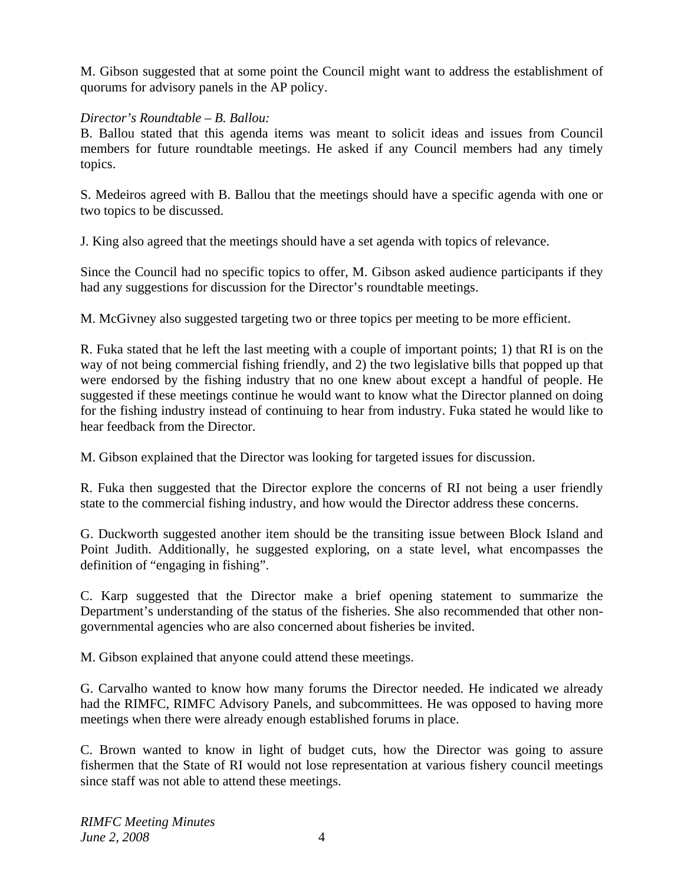M. Gibson suggested that at some point the Council might want to address the establishment of quorums for advisory panels in the AP policy.

*Director's Roundtable – B. Ballou:*

B. Ballou stated that this agenda items was meant to solicit ideas and issues from Council members for future roundtable meetings. He asked if any Council members had any timely topics.

S. Medeiros agreed with B. Ballou that the meetings should have a specific agenda with one or two topics to be discussed.

J. King also agreed that the meetings should have a set agenda with topics of relevance.

Since the Council had no specific topics to offer, M. Gibson asked audience participants if they had any suggestions for discussion for the Director's roundtable meetings.

M. McGivney also suggested targeting two or three topics per meeting to be more efficient.

R. Fuka stated that he left the last meeting with a couple of important points; 1) that RI is on the way of not being commercial fishing friendly, and 2) the two legislative bills that popped up that were endorsed by the fishing industry that no one knew about except a handful of people. He suggested if these meetings continue he would want to know what the Director planned on doing for the fishing industry instead of continuing to hear from industry. Fuka stated he would like to hear feedback from the Director.

M. Gibson explained that the Director was looking for targeted issues for discussion.

R. Fuka then suggested that the Director explore the concerns of RI not being a user friendly state to the commercial fishing industry, and how would the Director address these concerns.

G. Duckworth suggested another item should be the transiting issue between Block Island and Point Judith. Additionally, he suggested exploring, on a state level, what encompasses the definition of "engaging in fishing".

C. Karp suggested that the Director make a brief opening statement to summarize the Department's understanding of the status of the fisheries. She also recommended that other non-governmental agencies who are also concerned about fisheries be invited.

M. Gibson explained that anyone could attend these meetings.

G. Carvalho wanted to know how many forums the Director needed. He indicated we already had the RIMFC, RIMFC Advisory Panels, and subcommittees. He was opposed to having more meetings when there were already enough established forums in place.

C. Brown wanted to know in light of budget cuts, how the Director was going to assure fishermen that the State of RI would not lose representation at various fishery council meetings since staff was not able to attend these meetings.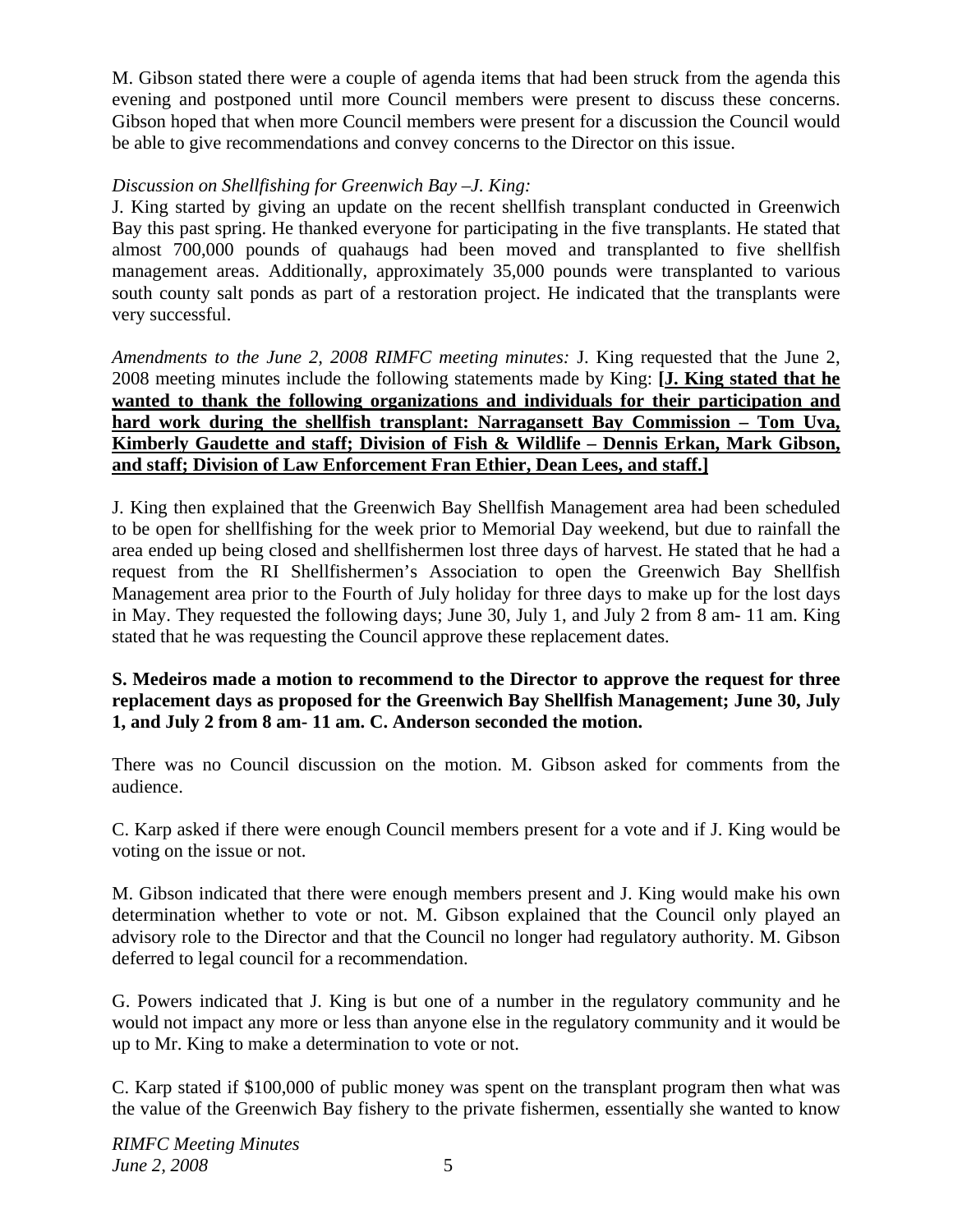M. Gibson stated there were a couple of agenda items that had been struck from the agenda this evening and postponed until more Council members were present to discuss these concerns. Gibson hoped that when more Council members were present for a discussion the Council would be able to give recommendations and convey concerns to the Director on this issue.

*Discussion on Shellfishing for Greenwich Bay –J. King:*
J. King started by giving an update on the recent shellfish transplant conducted in Greenwich Bay this past spring. He thanked everyone for participating in the five transplants. He stated that almost 700,000 pounds of quahaugs had been moved and transplanted to five shellfish management areas. Additionally, approximately 35,000 pounds were transplanted to various south county salt ponds as part of a restoration project. He indicated that the transplants were very successful.

*Amendments to the June 2, 2008 RIMFC meeting minutes:* J. King requested that the June 2, 2008 meeting minutes include the following statements made by King: **[<u>J. King stated that he wanted to thank the following organizations and individuals for their participation and hard work during the shellfish transplant: Narragansett Bay Commission – Tom Uva, Kimberly Gaudette and staff; Division of Fish & Wildlife – Dennis Erkan, Mark Gibson, and staff; Division of Law Enforcement Fran Ethier, Dean Lees, and staff.</u>]**

J. King then explained that the Greenwich Bay Shellfish Management area had been scheduled to be open for shellfishing for the week prior to Memorial Day weekend, but due to rainfall the area ended up being closed and shellfishermen lost three days of harvest. He stated that he had a request from the RI Shellfishermen's Association to open the Greenwich Bay Shellfish Management area prior to the Fourth of July holiday for three days to make up for the lost days in May. They requested the following days; June 30, July 1, and July 2 from 8 am- 11 am. King stated that he was requesting the Council approve these replacement dates.

**S. Medeiros made a motion to recommend to the Director to approve the request for three replacement days as proposed for the Greenwich Bay Shellfish Management; June 30, July 1, and July 2 from 8 am- 11 am. C. Anderson seconded the motion.**

There was no Council discussion on the motion. M. Gibson asked for comments from the audience.

C. Karp asked if there were enough Council members present for a vote and if J. King would be voting on the issue or not.

M. Gibson indicated that there were enough members present and J. King would make his own determination whether to vote or not. M. Gibson explained that the Council only played an advisory role to the Director and that the Council no longer had regulatory authority. M. Gibson deferred to legal council for a recommendation.

G. Powers indicated that J. King is but one of a number in the regulatory community and he would not impact any more or less than anyone else in the regulatory community and it would be up to Mr. King to make a determination to vote or not.

C. Karp stated if $100,000 of public money was spent on the transplant program then what was the value of the Greenwich Bay fishery to the private fishermen, essentially she wanted to know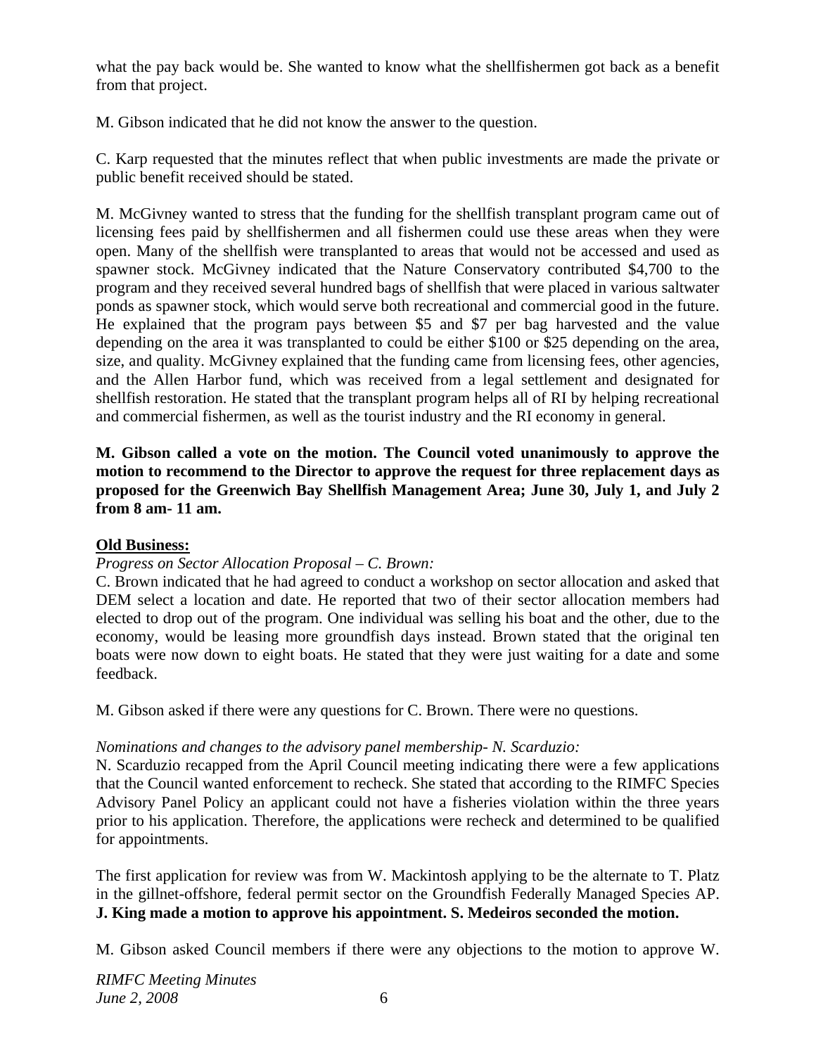what the pay back would be. She wanted to know what the shellfishermen got back as a benefit from that project.

M. Gibson indicated that he did not know the answer to the question.

C. Karp requested that the minutes reflect that when public investments are made the private or public benefit received should be stated.

M. McGivney wanted to stress that the funding for the shellfish transplant program came out of licensing fees paid by shellfishermen and all fishermen could use these areas when they were open. Many of the shellfish were transplanted to areas that would not be accessed and used as spawner stock. McGivney indicated that the Nature Conservatory contributed $4,700 to the program and they received several hundred bags of shellfish that were placed in various saltwater ponds as spawner stock, which would serve both recreational and commercial good in the future. He explained that the program pays between $5 and $7 per bag harvested and the value depending on the area it was transplanted to could be either $100 or $25 depending on the area, size, and quality. McGivney explained that the funding came from licensing fees, other agencies, and the Allen Harbor fund, which was received from a legal settlement and designated for shellfish restoration. He stated that the transplant program helps all of RI by helping recreational and commercial fishermen, as well as the tourist industry and the RI economy in general.

**M. Gibson called a vote on the motion. The Council voted unanimously to approve the motion to recommend to the Director to approve the request for three replacement days as proposed for the Greenwich Bay Shellfish Management Area; June 30, July 1, and July 2 from 8 am- 11 am.**

**Old Business:**

*Progress on Sector Allocation Proposal – C. Brown:*

C. Brown indicated that he had agreed to conduct a workshop on sector allocation and asked that DEM select a location and date. He reported that two of their sector allocation members had elected to drop out of the program. One individual was selling his boat and the other, due to the economy, would be leasing more groundfish days instead. Brown stated that the original ten boats were now down to eight boats. He stated that they were just waiting for a date and some feedback.

M. Gibson asked if there were any questions for C. Brown. There were no questions.

*Nominations and changes to the advisory panel membership- N. Scarduzio:*

N. Scarduzio recapped from the April Council meeting indicating there were a few applications that the Council wanted enforcement to recheck. She stated that according to the RIMFC Species Advisory Panel Policy an applicant could not have a fisheries violation within the three years prior to his application. Therefore, the applications were recheck and determined to be qualified for appointments.

The first application for review was from W. Mackintosh applying to be the alternate to T. Platz in the gillnet-offshore, federal permit sector on the Groundfish Federally Managed Species AP. **J. King made a motion to approve his appointment. S. Medeiros seconded the motion.**

M. Gibson asked Council members if there were any objections to the motion to approve W.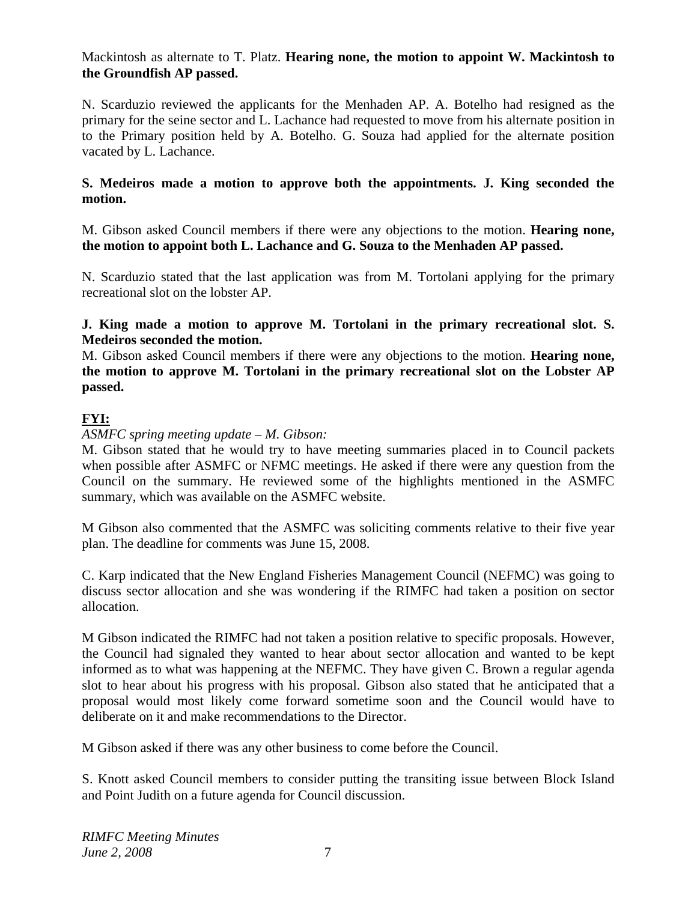Mackintosh as alternate to T. Platz. **Hearing none, the motion to appoint W. Mackintosh to the Groundfish AP passed.**

N. Scarduzio reviewed the applicants for the Menhaden AP. A. Botelho had resigned as the primary for the seine sector and L. Lachance had requested to move from his alternate position in to the Primary position held by A. Botelho. G. Souza had applied for the alternate position vacated by L. Lachance.

**S. Medeiros made a motion to approve both the appointments. J. King seconded the motion.**

M. Gibson asked Council members if there were any objections to the motion. **Hearing none, the motion to appoint both L. Lachance and G. Souza to the Menhaden AP passed.**

N. Scarduzio stated that the last application was from M. Tortolani applying for the primary recreational slot on the lobster AP.

**J. King made a motion to approve M. Tortolani in the primary recreational slot. S. Medeiros seconded the motion.**

M. Gibson asked Council members if there were any objections to the motion. **Hearing none, the motion to approve M. Tortolani in the primary recreational slot on the Lobster AP passed.**

**FYI:**

*ASMFC spring meeting update – M. Gibson:*

M. Gibson stated that he would try to have meeting summaries placed in to Council packets when possible after ASMFC or NFMC meetings. He asked if there were any question from the Council on the summary. He reviewed some of the highlights mentioned in the ASMFC summary, which was available on the ASMFC website.

M Gibson also commented that the ASMFC was soliciting comments relative to their five year plan. The deadline for comments was June 15, 2008.

C. Karp indicated that the New England Fisheries Management Council (NEFMC) was going to discuss sector allocation and she was wondering if the RIMFC had taken a position on sector allocation.

M Gibson indicated the RIMFC had not taken a position relative to specific proposals. However, the Council had signaled they wanted to hear about sector allocation and wanted to be kept informed as to what was happening at the NEFMC. They have given C. Brown a regular agenda slot to hear about his progress with his proposal. Gibson also stated that he anticipated that a proposal would most likely come forward sometime soon and the Council would have to deliberate on it and make recommendations to the Director.

M Gibson asked if there was any other business to come before the Council.

S. Knott asked Council members to consider putting the transiting issue between Block Island and Point Judith on a future agenda for Council discussion.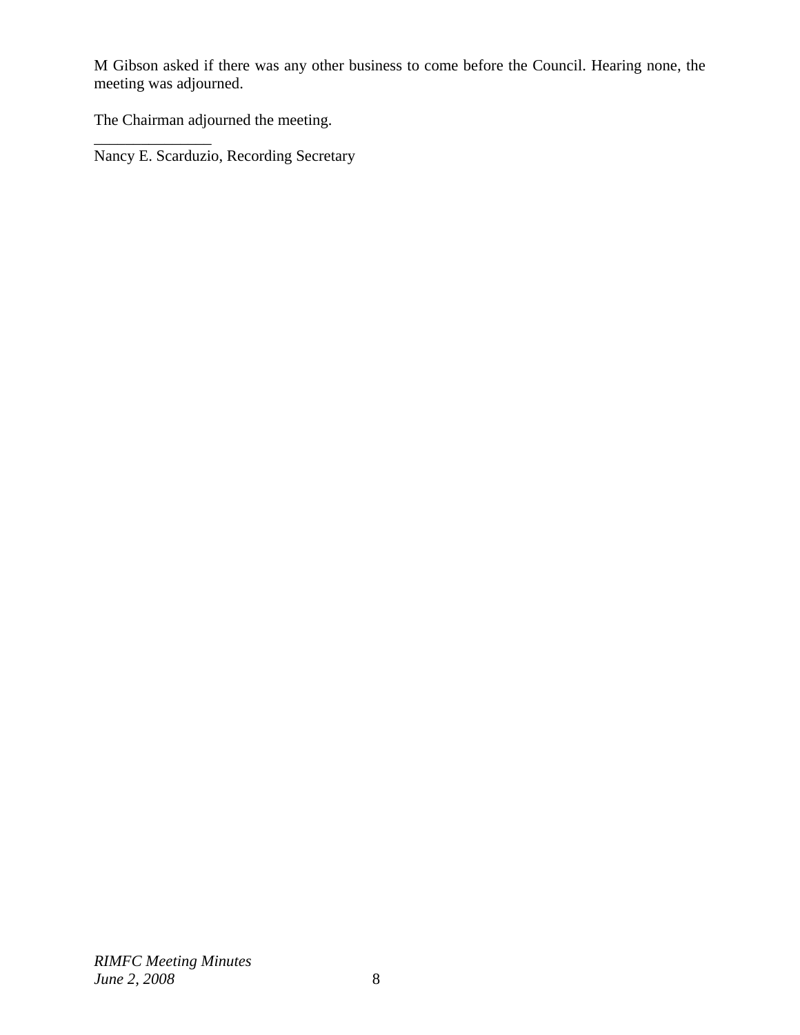M Gibson asked if there was any other business to come before the Council. Hearing none, the meeting was adjourned.

The Chairman adjourned the meeting.

_______________
Nancy E. Scarduzio, Recording Secretary